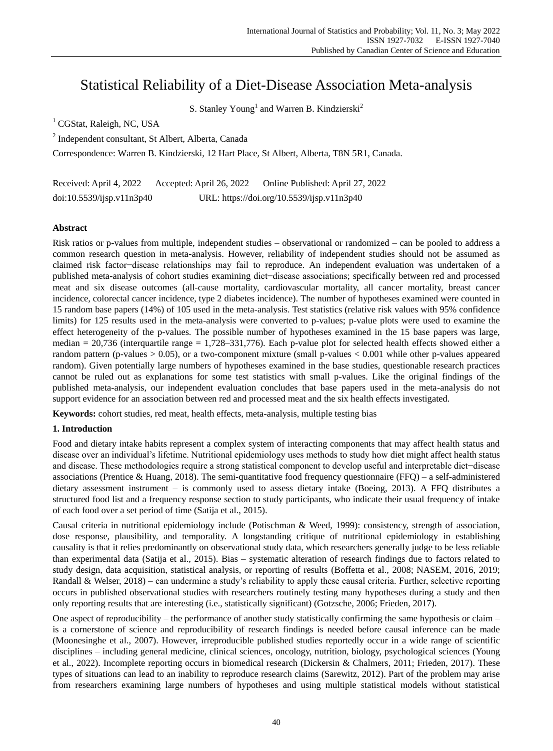# Statistical Reliability of a Diet-Disease Association Meta-analysis

S. Stanley Young[1] and Warren B. Kindzierski[2]

[1] CGStat, Raleigh, NC, USA

[2] Independent consultant, St Albert, Alberta, Canada

Correspondence: Warren B. Kindzierski, 12 Hart Place, St Albert, Alberta, T8N 5R1, Canada.

Received: April 4, 2022 Accepted: April 26, 2022 Online Published: April 27, 2022

doi:10.5539/ijsp.v11n3p40 URL: https://doi.org/10.5539/ijsp.v11n3p40

## Abstract

Risk ratios or p-values from multiple, independent studies – observational or randomized – can be pooled to address a common research question in meta-analysis. However, reliability of independent studies should not be assumed as claimed risk factor−disease relationships may fail to reproduce. An independent evaluation was undertaken of a published meta-analysis of cohort studies examining diet−disease associations; specifically between red and processed meat and six disease outcomes (all-cause mortality, cardiovascular mortality, all cancer mortality, breast cancer incidence, colorectal cancer incidence, type 2 diabetes incidence). The number of hypotheses examined were counted in 15 random base papers (14%) of 105 used in the meta-analysis. Test statistics (relative risk values with 95% confidence limits) for 125 results used in the meta-analysis were converted to p-values; p-value plots were used to examine the effect heterogeneity of the p-values. The possible number of hypotheses examined in the 15 base papers was large, median = 20,736 (interquartile range = 1,728–331,776). Each p-value plot for selected health effects showed either a random pattern (p-values > 0.05), or a two-component mixture (small p-values < 0.001 while other p-values appeared random). Given potentially large numbers of hypotheses examined in the base studies, questionable research practices cannot be ruled out as explanations for some test statistics with small p-values. Like the original findings of the published meta-analysis, our independent evaluation concludes that base papers used in the meta-analysis do not support evidence for an association between red and processed meat and the six health effects investigated.

**Keywords:** cohort studies, red meat, health effects, meta-analysis, multiple testing bias

## 1. Introduction

Food and dietary intake habits represent a complex system of interacting components that may affect health status and disease over an individual's lifetime. Nutritional epidemiology uses methods to study how diet might affect health status and disease. These methodologies require a strong statistical component to develop useful and interpretable diet−disease associations (Prentice & Huang, 2018). The semi-quantitative food frequency questionnaire (FFQ) – a self-administered dietary assessment instrument – is commonly used to assess dietary intake (Boeing, 2013). A FFQ distributes a structured food list and a frequency response section to study participants, who indicate their usual frequency of intake of each food over a set period of time (Satija et al., 2015).

Causal criteria in nutritional epidemiology include (Potischman & Weed, 1999): consistency, strength of association, dose response, plausibility, and temporality. A longstanding critique of nutritional epidemiology in establishing causality is that it relies predominantly on observational study data, which researchers generally judge to be less reliable than experimental data (Satija et al., 2015). Bias – systematic alteration of research findings due to factors related to study design, data acquisition, statistical analysis, or reporting of results (Boffetta et al., 2008; NASEM, 2016, 2019; Randall & Welser, 2018) – can undermine a study's reliability to apply these causal criteria. Further, selective reporting occurs in published observational studies with researchers routinely testing many hypotheses during a study and then only reporting results that are interesting (i.e., statistically significant) (Gotzsche, 2006; Frieden, 2017).

One aspect of reproducibility – the performance of another study statistically confirming the same hypothesis or claim – is a cornerstone of science and reproducibility of research findings is needed before causal inference can be made (Moonesinghe et al., 2007). However, irreproducible published studies reportedly occur in a wide range of scientific disciplines – including general medicine, clinical sciences, oncology, nutrition, biology, psychological sciences (Young et al., 2022). Incomplete reporting occurs in biomedical research (Dickersin & Chalmers, 2011; Frieden, 2017). These types of situations can lead to an inability to reproduce research claims (Sarewitz, 2012). Part of the problem may arise from researchers examining large numbers of hypotheses and using multiple statistical models without statistical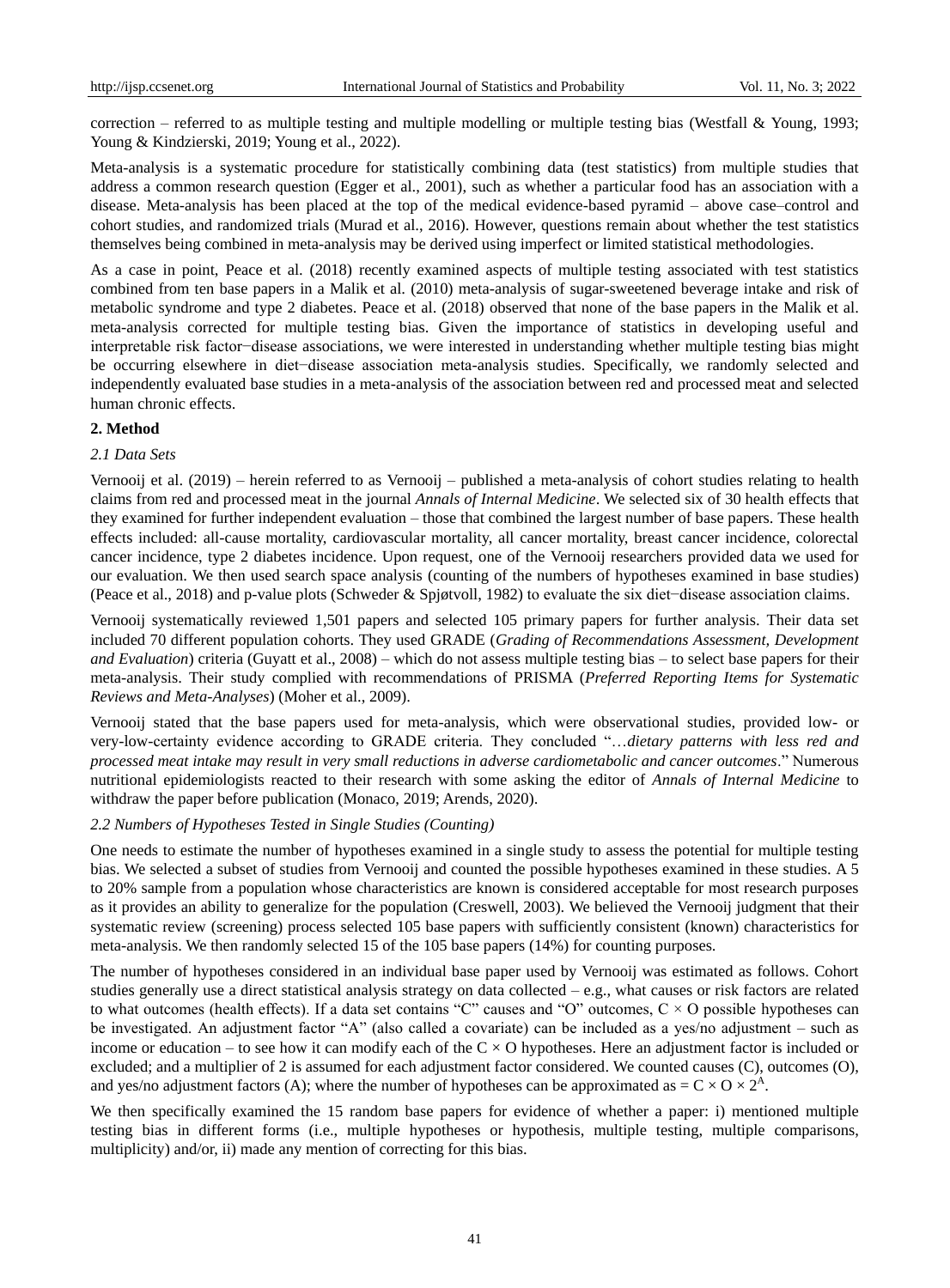correction – referred to as multiple testing and multiple modelling or multiple testing bias (Westfall & Young, 1993; Young & Kindzierski, 2019; Young et al., 2022).

Meta-analysis is a systematic procedure for statistically combining data (test statistics) from multiple studies that address a common research question (Egger et al., 2001), such as whether a particular food has an association with a disease. Meta-analysis has been placed at the top of the medical evidence-based pyramid – above case–control and cohort studies, and randomized trials (Murad et al., 2016). However, questions remain about whether the test statistics themselves being combined in meta-analysis may be derived using imperfect or limited statistical methodologies.

As a case in point, Peace et al. (2018) recently examined aspects of multiple testing associated with test statistics combined from ten base papers in a Malik et al. (2010) meta-analysis of sugar-sweetened beverage intake and risk of metabolic syndrome and type 2 diabetes. Peace et al. (2018) observed that none of the base papers in the Malik et al. meta-analysis corrected for multiple testing bias. Given the importance of statistics in developing useful and interpretable risk factor−disease associations, we were interested in understanding whether multiple testing bias might be occurring elsewhere in diet−disease association meta-analysis studies. Specifically, we randomly selected and independently evaluated base studies in a meta-analysis of the association between red and processed meat and selected human chronic effects.

## 2. Method

### *2.1 Data Sets*

Vernooij et al. (2019) – herein referred to as Vernooij – published a meta-analysis of cohort studies relating to health claims from red and processed meat in the journal *Annals of Internal Medicine*. We selected six of 30 health effects that they examined for further independent evaluation – those that combined the largest number of base papers. These health effects included: all-cause mortality, cardiovascular mortality, all cancer mortality, breast cancer incidence, colorectal cancer incidence, type 2 diabetes incidence. Upon request, one of the Vernooij researchers provided data we used for our evaluation. We then used search space analysis (counting of the numbers of hypotheses examined in base studies) (Peace et al., 2018) and p-value plots (Schweder & Spjøtvoll, 1982) to evaluate the six diet−disease association claims.

Vernooij systematically reviewed 1,501 papers and selected 105 primary papers for further analysis. Their data set included 70 different population cohorts. They used GRADE (*Grading of Recommendations Assessment, Development and Evaluation*) criteria (Guyatt et al., 2008) – which do not assess multiple testing bias – to select base papers for their meta-analysis. Their study complied with recommendations of PRISMA (*Preferred Reporting Items for Systematic Reviews and Meta-Analyses*) (Moher et al., 2009).

Vernooij stated that the base papers used for meta-analysis, which were observational studies, provided low- or very-low-certainty evidence according to GRADE criteria. They concluded "…*dietary patterns with less red and processed meat intake may result in very small reductions in adverse cardiometabolic and cancer outcomes*." Numerous nutritional epidemiologists reacted to their research with some asking the editor of *Annals of Internal Medicine* to withdraw the paper before publication (Monaco, 2019; Arends, 2020).

### *2.2 Numbers of Hypotheses Tested in Single Studies (Counting)*

One needs to estimate the number of hypotheses examined in a single study to assess the potential for multiple testing bias. We selected a subset of studies from Vernooij and counted the possible hypotheses examined in these studies. A 5 to 20% sample from a population whose characteristics are known is considered acceptable for most research purposes as it provides an ability to generalize for the population (Creswell, 2003). We believed the Vernooij judgment that their systematic review (screening) process selected 105 base papers with sufficiently consistent (known) characteristics for meta-analysis. We then randomly selected 15 of the 105 base papers (14%) for counting purposes.

The number of hypotheses considered in an individual base paper used by Vernooij was estimated as follows. Cohort studies generally use a direct statistical analysis strategy on data collected – e.g., what causes or risk factors are related to what outcomes (health effects). If a data set contains "C" causes and "O" outcomes, $C \times O$ possible hypotheses can be investigated. An adjustment factor "A" (also called a covariate) can be included as a yes/no adjustment – such as income or education – to see how it can modify each of the $C \times O$ hypotheses. Here an adjustment factor is included or excluded; and a multiplier of 2 is assumed for each adjustment factor considered. We counted causes (C), outcomes (O), and yes/no adjustment factors (A); where the number of hypotheses can be approximated as $= C \times O \times 2^{A}$.

We then specifically examined the 15 random base papers for evidence of whether a paper: i) mentioned multiple testing bias in different forms (i.e., multiple hypotheses or hypothesis, multiple testing, multiple comparisons, multiplicity) and/or, ii) made any mention of correcting for this bias.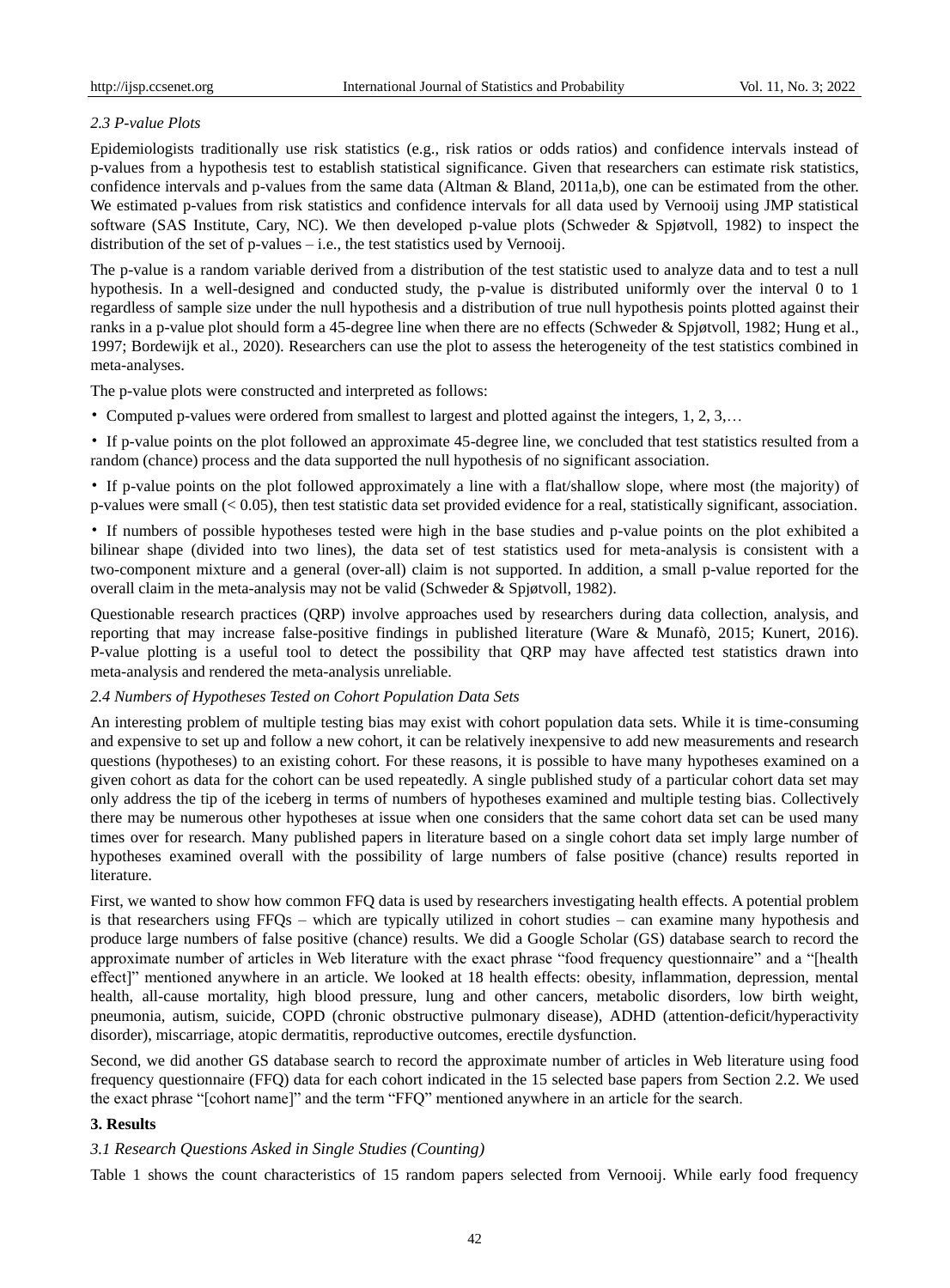### 2.3 P-value Plots

Epidemiologists traditionally use risk statistics (e.g., risk ratios or odds ratios) and confidence intervals instead of p-values from a hypothesis test to establish statistical significance. Given that researchers can estimate risk statistics, confidence intervals and p-values from the same data (Altman & Bland, 2011a,b), one can be estimated from the other. We estimated p-values from risk statistics and confidence intervals for all data used by Vernooij using JMP statistical software (SAS Institute, Cary, NC). We then developed p-value plots (Schweder & Spjøtvoll, 1982) to inspect the distribution of the set of p-values – i.e., the test statistics used by Vernooij.

The p-value is a random variable derived from a distribution of the test statistic used to analyze data and to test a null hypothesis. In a well-designed and conducted study, the p-value is distributed uniformly over the interval 0 to 1 regardless of sample size under the null hypothesis and a distribution of true null hypothesis points plotted against their ranks in a p-value plot should form a 45-degree line when there are no effects (Schweder & Spjøtvoll, 1982; Hung et al., 1997; Bordewijk et al., 2020). Researchers can use the plot to assess the heterogeneity of the test statistics combined in meta-analyses.

The p-value plots were constructed and interpreted as follows:

- Computed p-values were ordered from smallest to largest and plotted against the integers, 1, 2, 3,…
- If p-value points on the plot followed an approximate 45-degree line, we concluded that test statistics resulted from a random (chance) process and the data supported the null hypothesis of no significant association.
- If p-value points on the plot followed approximately a line with a flat/shallow slope, where most (the majority) of p-values were small ($< 0.05$), then test statistic data set provided evidence for a real, statistically significant, association.
- If numbers of possible hypotheses tested were high in the base studies and p-value points on the plot exhibited a bilinear shape (divided into two lines), the data set of test statistics used for meta-analysis is consistent with a two-component mixture and a general (over-all) claim is not supported. In addition, a small p-value reported for the overall claim in the meta-analysis may not be valid (Schweder & Spjøtvoll, 1982).

Questionable research practices (QRP) involve approaches used by researchers during data collection, analysis, and reporting that may increase false-positive findings in published literature (Ware & Munafò, 2015; Kunert, 2016). P-value plotting is a useful tool to detect the possibility that QRP may have affected test statistics drawn into meta-analysis and rendered the meta-analysis unreliable.

### 2.4 Numbers of Hypotheses Tested on Cohort Population Data Sets

An interesting problem of multiple testing bias may exist with cohort population data sets. While it is time-consuming and expensive to set up and follow a new cohort, it can be relatively inexpensive to add new measurements and research questions (hypotheses) to an existing cohort. For these reasons, it is possible to have many hypotheses examined on a given cohort as data for the cohort can be used repeatedly. A single published study of a particular cohort data set may only address the tip of the iceberg in terms of numbers of hypotheses examined and multiple testing bias. Collectively there may be numerous other hypotheses at issue when one considers that the same cohort data set can be used many times over for research. Many published papers in literature based on a single cohort data set imply large number of hypotheses examined overall with the possibility of large numbers of false positive (chance) results reported in literature.

First, we wanted to show how common FFQ data is used by researchers investigating health effects. A potential problem is that researchers using FFQs – which are typically utilized in cohort studies – can examine many hypothesis and produce large numbers of false positive (chance) results. We did a Google Scholar (GS) database search to record the approximate number of articles in Web literature with the exact phrase "food frequency questionnaire" and a "[health effect]" mentioned anywhere in an article. We looked at 18 health effects: obesity, inflammation, depression, mental health, all-cause mortality, high blood pressure, lung and other cancers, metabolic disorders, low birth weight, pneumonia, autism, suicide, COPD (chronic obstructive pulmonary disease), ADHD (attention-deficit/hyperactivity disorder), miscarriage, atopic dermatitis, reproductive outcomes, erectile dysfunction.

Second, we did another GS database search to record the approximate number of articles in Web literature using food frequency questionnaire (FFQ) data for each cohort indicated in the 15 selected base papers from Section 2.2. We used the exact phrase "[cohort name]" and the term "FFQ" mentioned anywhere in an article for the search.

## 3. Results

### 3.1 Research Questions Asked in Single Studies (Counting)

Table 1 shows the count characteristics of 15 random papers selected from Vernooij. While early food frequency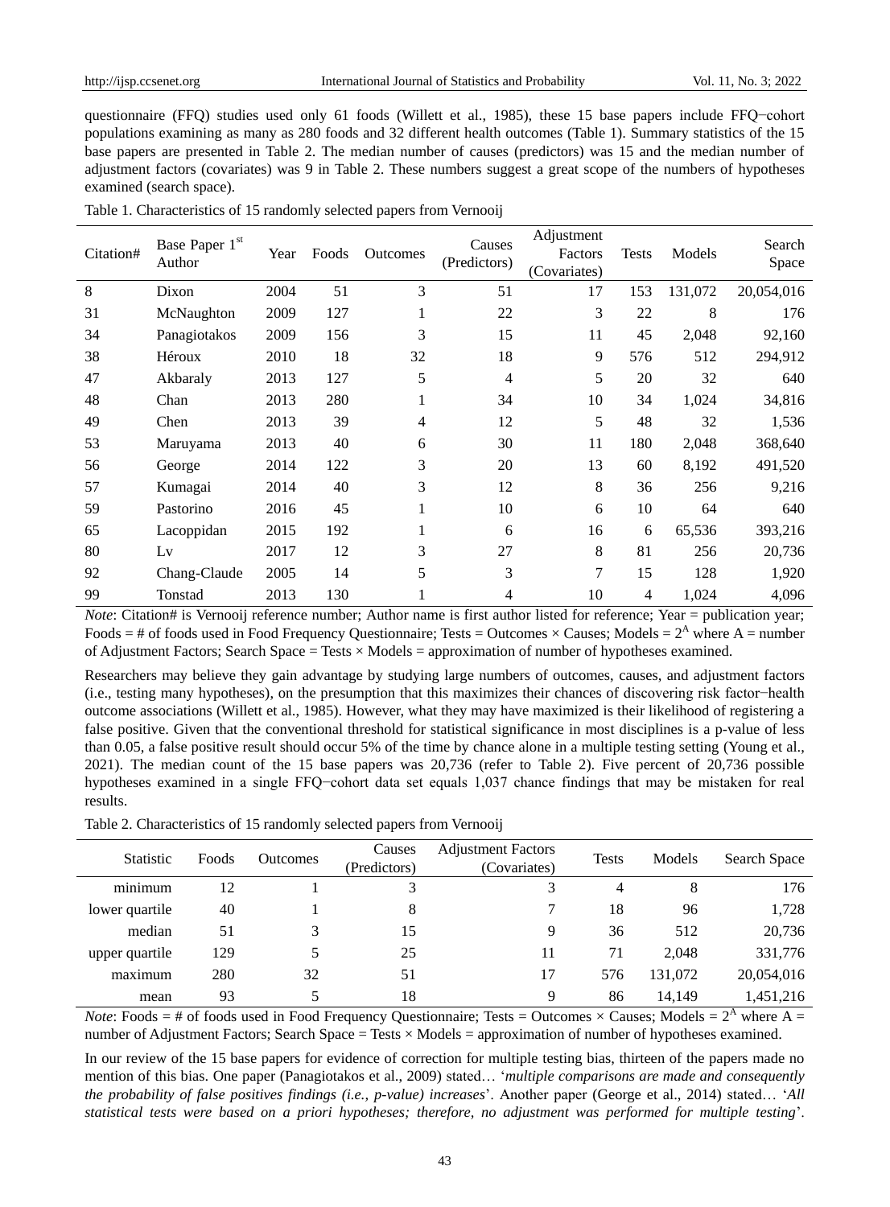questionnaire (FFQ) studies used only 61 foods (Willett et al., 1985), these 15 base papers include FFQ−cohort populations examining as many as 280 foods and 32 different health outcomes (Table 1). Summary statistics of the 15 base papers are presented in Table 2. The median number of causes (predictors) was 15 and the median number of adjustment factors (covariates) was 9 in Table 2. These numbers suggest a great scope of the numbers of hypotheses examined (search space).

Table 1. Characteristics of 15 randomly selected papers from Vernooij

| Citation# | Base Paper 1st Author | Year | Foods | Outcomes | Causes (Predictors) | Adjustment Factors (Covariates) | Tests | Models | Search Space |
|---|---|---|---|---|---|---|---|---|---|
| 8 | Dixon | 2004 | 51 | 3 | 51 | 17 | 153 | 131,072 | 20,054,016 |
| 31 | McNaughton | 2009 | 127 | 1 | 22 | 3 | 22 | 8 | 176 |
| 34 | Panagiotakos | 2009 | 156 | 3 | 15 | 11 | 45 | 2,048 | 92,160 |
| 38 | Héroux | 2010 | 18 | 32 | 18 | 9 | 576 | 512 | 294,912 |
| 47 | Akbaraly | 2013 | 127 | 5 | 4 | 5 | 20 | 32 | 640 |
| 48 | Chan | 2013 | 280 | 1 | 34 | 10 | 34 | 1,024 | 34,816 |
| 49 | Chen | 2013 | 39 | 4 | 12 | 5 | 48 | 32 | 1,536 |
| 53 | Maruyama | 2013 | 40 | 6 | 30 | 11 | 180 | 2,048 | 368,640 |
| 56 | George | 2014 | 122 | 3 | 20 | 13 | 60 | 8,192 | 491,520 |
| 57 | Kumagai | 2014 | 40 | 3 | 12 | 8 | 36 | 256 | 9,216 |
| 59 | Pastorino | 2016 | 45 | 1 | 10 | 6 | 10 | 64 | 640 |
| 65 | Lacoppidan | 2015 | 192 | 1 | 6 | 16 | 6 | 65,536 | 393,216 |
| 80 | Lv | 2017 | 12 | 3 | 27 | 8 | 81 | 256 | 20,736 |
| 92 | Chang-Claude | 2005 | 14 | 5 | 3 | 7 | 15 | 128 | 1,920 |
| 99 | Tonstad | 2013 | 130 | 1 | 4 | 10 | 4 | 1,024 | 4,096 |

*Note*: Citation# is Vernooij reference number; Author name is first author listed for reference; Year = publication year; Foods = # of foods used in Food Frequency Questionnaire; Tests = Outcomes × Causes; Models = $2^A$ where A = number of Adjustment Factors; Search Space = Tests × Models = approximation of number of hypotheses examined.

Researchers may believe they gain advantage by studying large numbers of outcomes, causes, and adjustment factors (i.e., testing many hypotheses), on the presumption that this maximizes their chances of discovering risk factor−health outcome associations (Willett et al., 1985). However, what they may have maximized is their likelihood of registering a false positive. Given that the conventional threshold for statistical significance in most disciplines is a p-value of less than 0.05, a false positive result should occur 5% of the time by chance alone in a multiple testing setting (Young et al., 2021). The median count of the 15 base papers was 20,736 (refer to Table 2). Five percent of 20,736 possible hypotheses examined in a single FFQ−cohort data set equals 1,037 chance findings that may be mistaken for real results.

Table 2. Characteristics of 15 randomly selected papers from Vernooij

| Statistic | Foods | Outcomes | Causes (Predictors) | Adjustment Factors (Covariates) | Tests | Models | Search Space |
|---|---|---|---|---|---|---|---|
| minimum | 12 | 1 | 3 | 3 | 4 | 8 | 176 |
| lower quartile | 40 | 1 | 8 | 7 | 18 | 96 | 1,728 |
| median | 51 | 3 | 15 | 9 | 36 | 512 | 20,736 |
| upper quartile | 129 | 5 | 25 | 11 | 71 | 2,048 | 331,776 |
| maximum | 280 | 32 | 51 | 17 | 576 | 131,072 | 20,054,016 |
| mean | 93 | 5 | 18 | 9 | 86 | 14,149 | 1,451,216 |

*Note*: Foods = # of foods used in Food Frequency Questionnaire; Tests = Outcomes × Causes; Models = $2^A$ where A = number of Adjustment Factors; Search Space = Tests × Models = approximation of number of hypotheses examined.

In our review of the 15 base papers for evidence of correction for multiple testing bias, thirteen of the papers made no mention of this bias. One paper (Panagiotakos et al., 2009) stated… '*multiple comparisons are made and consequently the probability of false positives findings (i.e., p-value) increases*'. Another paper (George et al., 2014) stated… '*All statistical tests were based on a priori hypotheses; therefore, no adjustment was performed for multiple testing*'.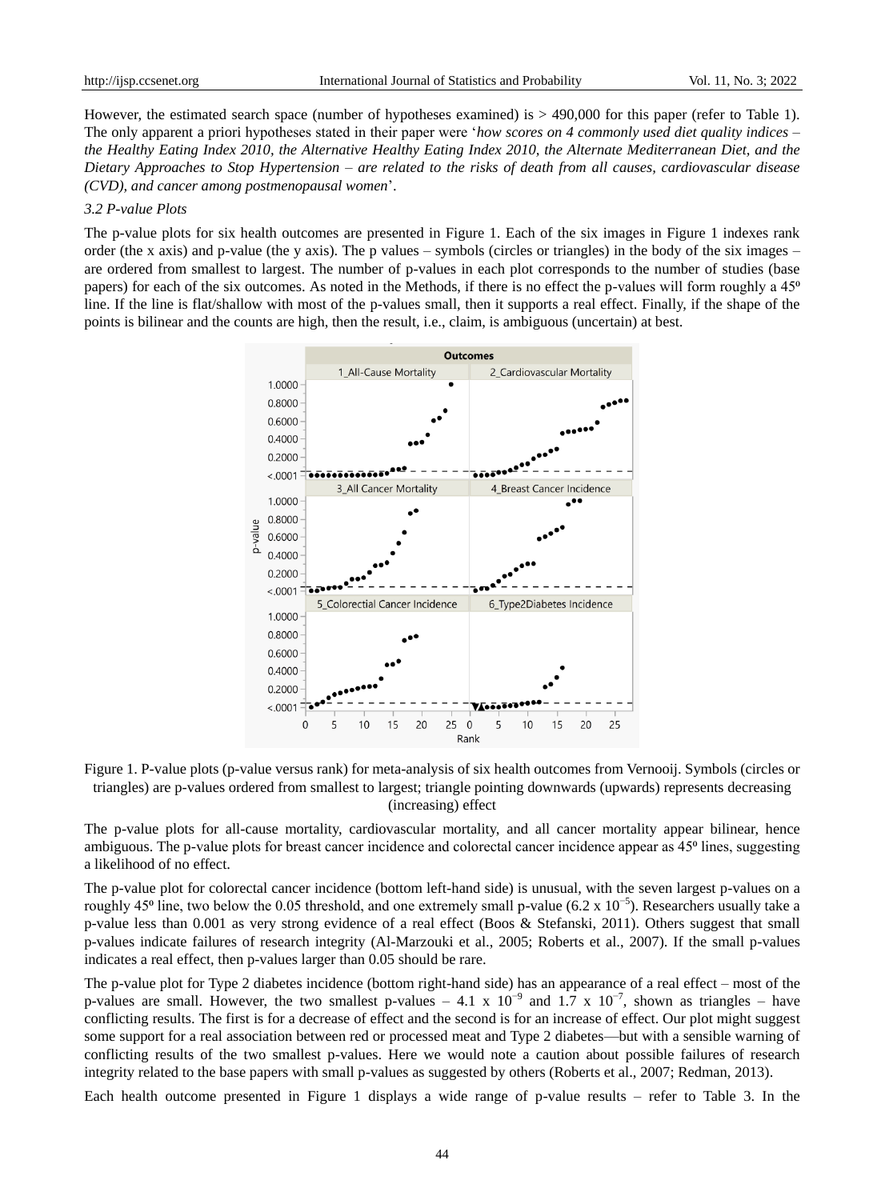However, the estimated search space (number of hypotheses examined) is > 490,000 for this paper (refer to Table 1). The only apparent a priori hypotheses stated in their paper were '*how scores on 4 commonly used diet quality indices – the Healthy Eating Index 2010, the Alternative Healthy Eating Index 2010, the Alternate Mediterranean Diet, and the Dietary Approaches to Stop Hypertension – are related to the risks of death from all causes, cardiovascular disease (CVD), and cancer among postmenopausal women*'.

### *3.2 P-value Plots*

The p-value plots for six health outcomes are presented in Figure 1. Each of the six images in Figure 1 indexes rank order (the x axis) and p-value (the y axis). The p values – symbols (circles or triangles) in the body of the six images – are ordered from smallest to largest. The number of p-values in each plot corresponds to the number of studies (base papers) for each of the six outcomes. As noted in the Methods, if there is no effect the p-values will form roughly a 45º line. If the line is flat/shallow with most of the p-values small, then it supports a real effect. Finally, if the shape of the points is bilinear and the counts are high, then the result, i.e., claim, is ambiguous (uncertain) at best.

Outcomes

1_All-Cause Mortality

2_Cardiovascular Mortality

3_All Cancer Mortality

4_Breast Cancer Incidence

5_Colorectial Cancer Incidence

6_Type2Diabetes Incidence

p-value

1.0000

0.8000

0.6000

0.4000

0.2000

<.0001

Rank

0 5 10 15 20 25 0 5 10 15 20 25

Figure 1. P-value plots (p-value versus rank) for meta-analysis of six health outcomes from Vernooij. Symbols (circles or triangles) are p-values ordered from smallest to largest; triangle pointing downwards (upwards) represents decreasing (increasing) effect

The p-value plots for all-cause mortality, cardiovascular mortality, and all cancer mortality appear bilinear, hence ambiguous. The p-value plots for breast cancer incidence and colorectal cancer incidence appear as 45º lines, suggesting a likelihood of no effect.

The p-value plot for colorectal cancer incidence (bottom left-hand side) is unusual, with the seven largest p-values on a roughly 45º line, two below the 0.05 threshold, and one extremely small p-value ($6.2 \times 10^{-5}$). Researchers usually take a p-value less than 0.001 as very strong evidence of a real effect (Boos & Stefanski, 2011). Others suggest that small p-values indicate failures of research integrity (Al-Marzouki et al., 2005; Roberts et al., 2007). If the small p-values indicates a real effect, then p-values larger than 0.05 should be rare.

The p-value plot for Type 2 diabetes incidence (bottom right-hand side) has an appearance of a real effect – most of the p-values are small. However, the two smallest p-values – $4.1 \times 10^{-9}$ and $1.7 \times 10^{-7}$, shown as triangles – have conflicting results. The first is for a decrease of effect and the second is for an increase of effect. Our plot might suggest some support for a real association between red or processed meat and Type 2 diabetes—but with a sensible warning of conflicting results of the two smallest p-values. Here we would note a caution about possible failures of research integrity related to the base papers with small p-values as suggested by others (Roberts et al., 2007; Redman, 2013).

Each health outcome presented in Figure 1 displays a wide range of p-value results – refer to Table 3. In the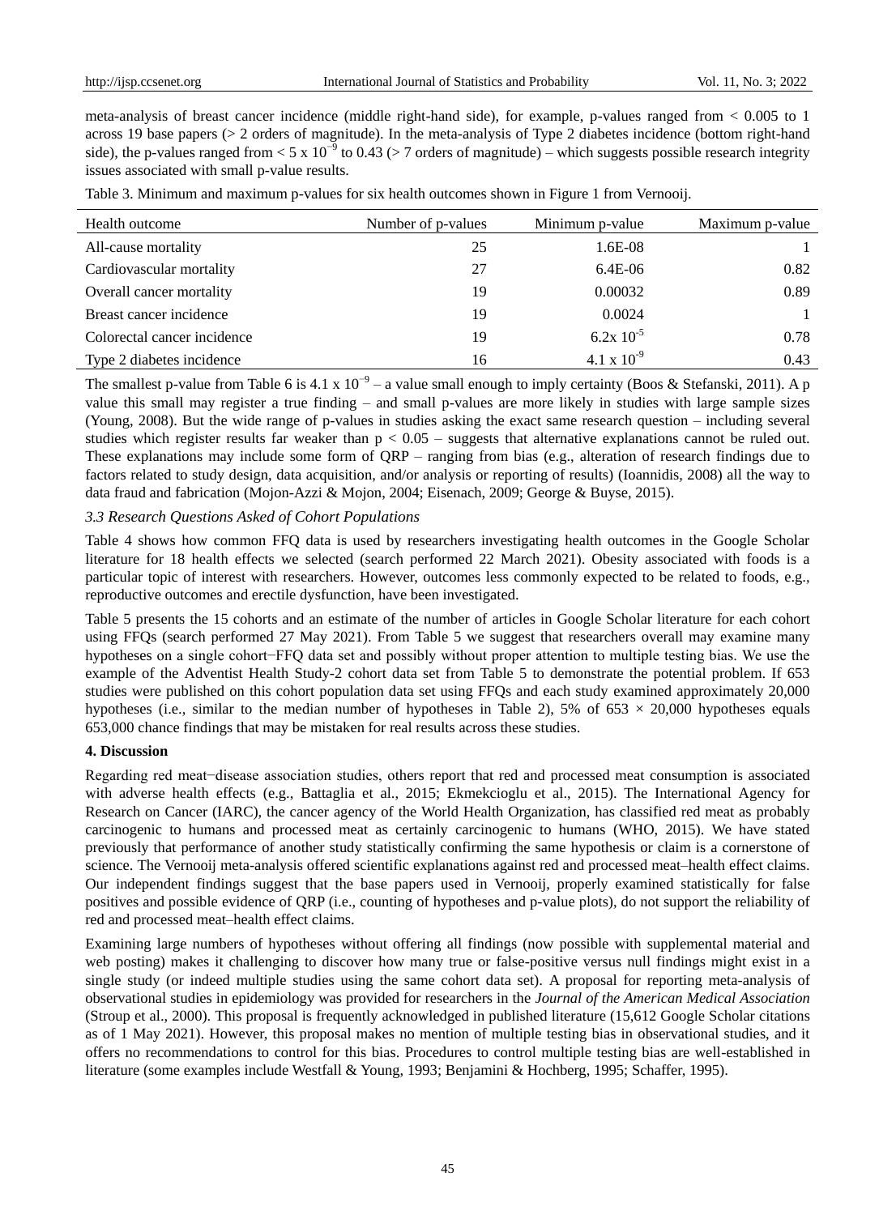meta-analysis of breast cancer incidence (middle right-hand side), for example, p-values ranged from $< 0.005$ to 1 across 19 base papers (> 2 orders of magnitude). In the meta-analysis of Type 2 diabetes incidence (bottom right-hand side), the p-values ranged from $< 5 \times 10^{-9}$ to 0.43 (> 7 orders of magnitude) – which suggests possible research integrity issues associated with small p-value results.

Table 3. Minimum and maximum p-values for six health outcomes shown in Figure 1 from Vernooij.

| Health outcome | Number of p-values | Minimum p-value | Maximum p-value |
|---|---|---|---|
| All-cause mortality | 25 | 1.6E-08 | 1 |
| Cardiovascular mortality | 27 | 6.4E-06 | 0.82 |
| Overall cancer mortality | 19 | 0.00032 | 0.89 |
| Breast cancer incidence | 19 | 0.0024 | 1 |
| Colorectal cancer incidence | 19 | $6.2 \times 10^{-5}$ | 0.78 |
| Type 2 diabetes incidence | 16 | $4.1 \times 10^{-9}$ | 0.43 |

The smallest p-value from Table 6 is $4.1 \times 10^{-9}$ – a value small enough to imply certainty (Boos & Stefanski, 2011). A p value this small may register a true finding – and small p-values are more likely in studies with large sample sizes (Young, 2008). But the wide range of p-values in studies asking the exact same research question – including several studies which register results far weaker than $p < 0.05$ – suggests that alternative explanations cannot be ruled out. These explanations may include some form of QRP – ranging from bias (e.g., alteration of research findings due to factors related to study design, data acquisition, and/or analysis or reporting of results) (Ioannidis, 2008) all the way to data fraud and fabrication (Mojon-Azzi & Mojon, 2004; Eisenach, 2009; George & Buyse, 2015).

### *3.3 Research Questions Asked of Cohort Populations*

Table 4 shows how common FFQ data is used by researchers investigating health outcomes in the Google Scholar literature for 18 health effects we selected (search performed 22 March 2021). Obesity associated with foods is a particular topic of interest with researchers. However, outcomes less commonly expected to be related to foods, e.g., reproductive outcomes and erectile dysfunction, have been investigated.

Table 5 presents the 15 cohorts and an estimate of the number of articles in Google Scholar literature for each cohort using FFQs (search performed 27 May 2021). From Table 5 we suggest that researchers overall may examine many hypotheses on a single cohort−FFQ data set and possibly without proper attention to multiple testing bias. We use the example of the Adventist Health Study-2 cohort data set from Table 5 to demonstrate the potential problem. If 653 studies were published on this cohort population data set using FFQs and each study examined approximately 20,000 hypotheses (i.e., similar to the median number of hypotheses in Table 2), 5% of $653 \times 20{,}000$ hypotheses equals 653,000 chance findings that may be mistaken for real results across these studies.

## 4. Discussion

Regarding red meat−disease association studies, others report that red and processed meat consumption is associated with adverse health effects (e.g., Battaglia et al., 2015; Ekmekcioglu et al., 2015). The International Agency for Research on Cancer (IARC), the cancer agency of the World Health Organization, has classified red meat as probably carcinogenic to humans and processed meat as certainly carcinogenic to humans (WHO, 2015). We have stated previously that performance of another study statistically confirming the same hypothesis or claim is a cornerstone of science. The Vernooij meta-analysis offered scientific explanations against red and processed meat–health effect claims. Our independent findings suggest that the base papers used in Vernooij, properly examined statistically for false positives and possible evidence of QRP (i.e., counting of hypotheses and p-value plots), do not support the reliability of red and processed meat–health effect claims.

Examining large numbers of hypotheses without offering all findings (now possible with supplemental material and web posting) makes it challenging to discover how many true or false-positive versus null findings might exist in a single study (or indeed multiple studies using the same cohort data set). A proposal for reporting meta-analysis of observational studies in epidemiology was provided for researchers in the *Journal of the American Medical Association* (Stroup et al., 2000). This proposal is frequently acknowledged in published literature (15,612 Google Scholar citations as of 1 May 2021). However, this proposal makes no mention of multiple testing bias in observational studies, and it offers no recommendations to control for this bias. Procedures to control multiple testing bias are well-established in literature (some examples include Westfall & Young, 1993; Benjamini & Hochberg, 1995; Schaffer, 1995).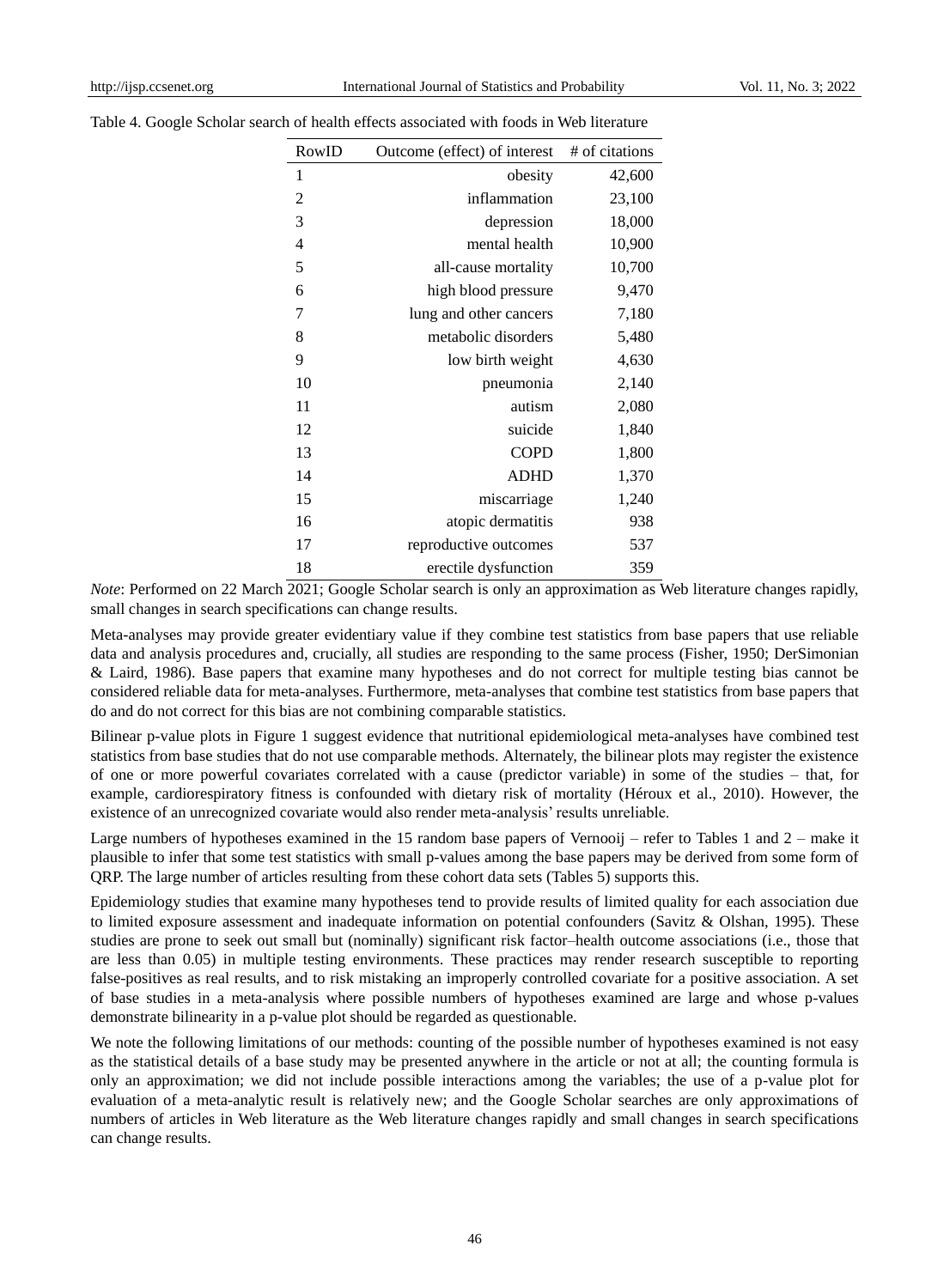Table 4. Google Scholar search of health effects associated with foods in Web literature

| RowID | Outcome (effect) of interest | # of citations |
|---|---|---|
| 1 | obesity | 42,600 |
| 2 | inflammation | 23,100 |
| 3 | depression | 18,000 |
| 4 | mental health | 10,900 |
| 5 | all-cause mortality | 10,700 |
| 6 | high blood pressure | 9,470 |
| 7 | lung and other cancers | 7,180 |
| 8 | metabolic disorders | 5,480 |
| 9 | low birth weight | 4,630 |
| 10 | pneumonia | 2,140 |
| 11 | autism | 2,080 |
| 12 | suicide | 1,840 |
| 13 | COPD | 1,800 |
| 14 | ADHD | 1,370 |
| 15 | miscarriage | 1,240 |
| 16 | atopic dermatitis | 938 |
| 17 | reproductive outcomes | 537 |
| 18 | erectile dysfunction | 359 |

*Note*: Performed on 22 March 2021; Google Scholar search is only an approximation as Web literature changes rapidly, small changes in search specifications can change results.

Meta-analyses may provide greater evidentiary value if they combine test statistics from base papers that use reliable data and analysis procedures and, crucially, all studies are responding to the same process (Fisher, 1950; DerSimonian & Laird, 1986). Base papers that examine many hypotheses and do not correct for multiple testing bias cannot be considered reliable data for meta-analyses. Furthermore, meta-analyses that combine test statistics from base papers that do and do not correct for this bias are not combining comparable statistics.

Bilinear p-value plots in Figure 1 suggest evidence that nutritional epidemiological meta-analyses have combined test statistics from base studies that do not use comparable methods. Alternately, the bilinear plots may register the existence of one or more powerful covariates correlated with a cause (predictor variable) in some of the studies – that, for example, cardiorespiratory fitness is confounded with dietary risk of mortality (Héroux et al., 2010). However, the existence of an unrecognized covariate would also render meta-analysis' results unreliable.

Large numbers of hypotheses examined in the 15 random base papers of Vernooij – refer to Tables 1 and 2 – make it plausible to infer that some test statistics with small p-values among the base papers may be derived from some form of QRP. The large number of articles resulting from these cohort data sets (Tables 5) supports this.

Epidemiology studies that examine many hypotheses tend to provide results of limited quality for each association due to limited exposure assessment and inadequate information on potential confounders (Savitz & Olshan, 1995). These studies are prone to seek out small but (nominally) significant risk factor–health outcome associations (i.e., those that are less than 0.05) in multiple testing environments. These practices may render research susceptible to reporting false-positives as real results, and to risk mistaking an improperly controlled covariate for a positive association. A set of base studies in a meta-analysis where possible numbers of hypotheses examined are large and whose p-values demonstrate bilinearity in a p-value plot should be regarded as questionable.

We note the following limitations of our methods: counting of the possible number of hypotheses examined is not easy as the statistical details of a base study may be presented anywhere in the article or not at all; the counting formula is only an approximation; we did not include possible interactions among the variables; the use of a p-value plot for evaluation of a meta-analytic result is relatively new; and the Google Scholar searches are only approximations of numbers of articles in Web literature as the Web literature changes rapidly and small changes in search specifications can change results.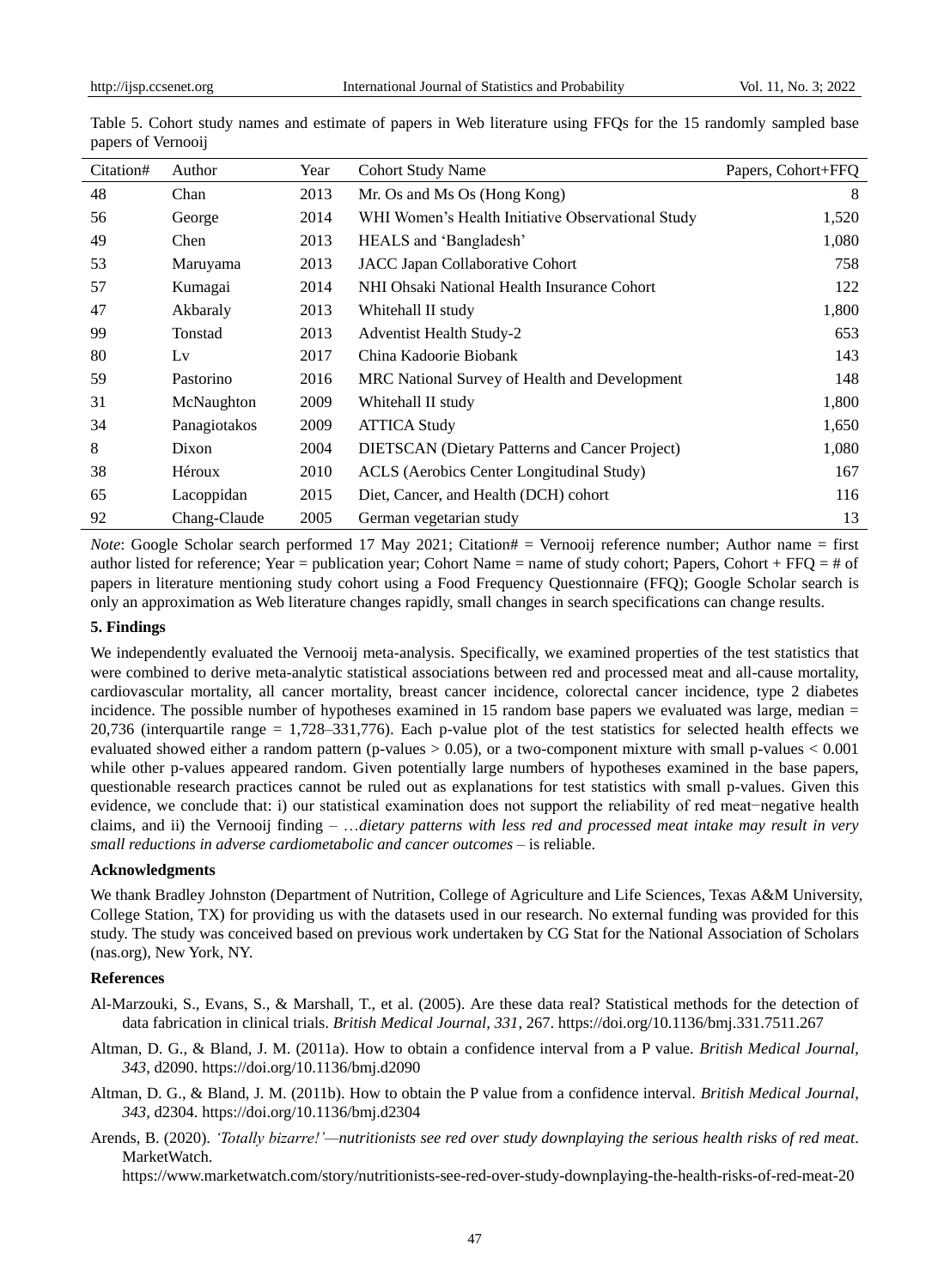Table 5. Cohort study names and estimate of papers in Web literature using FFQs for the 15 randomly sampled base papers of Vernooij

| Citation# | Author | Year | Cohort Study Name | Papers, Cohort+FFQ |
|---|---|---|---|---|
| 48 | Chan | 2013 | Mr. Os and Ms Os (Hong Kong) | 8 |
| 56 | George | 2014 | WHI Women's Health Initiative Observational Study | 1,520 |
| 49 | Chen | 2013 | HEALS and 'Bangladesh' | 1,080 |
| 53 | Maruyama | 2013 | JACC Japan Collaborative Cohort | 758 |
| 57 | Kumagai | 2014 | NHI Ohsaki National Health Insurance Cohort | 122 |
| 47 | Akbaraly | 2013 | Whitehall II study | 1,800 |
| 99 | Tonstad | 2013 | Adventist Health Study-2 | 653 |
| 80 | Lv | 2017 | China Kadoorie Biobank | 143 |
| 59 | Pastorino | 2016 | MRC National Survey of Health and Development | 148 |
| 31 | McNaughton | 2009 | Whitehall II study | 1,800 |
| 34 | Panagiotakos | 2009 | ATTICA Study | 1,650 |
| 8 | Dixon | 2004 | DIETSCAN (Dietary Patterns and Cancer Project) | 1,080 |
| 38 | Héroux | 2010 | ACLS (Aerobics Center Longitudinal Study) | 167 |
| 65 | Lacoppidan | 2015 | Diet, Cancer, and Health (DCH) cohort | 116 |
| 92 | Chang-Claude | 2005 | German vegetarian study | 13 |

*Note*: Google Scholar search performed 17 May 2021; Citation# = Vernooij reference number; Author name = first author listed for reference; Year = publication year; Cohort Name = name of study cohort; Papers, Cohort + FFQ = # of papers in literature mentioning study cohort using a Food Frequency Questionnaire (FFQ); Google Scholar search is only an approximation as Web literature changes rapidly, small changes in search specifications can change results.

## 5. Findings

We independently evaluated the Vernooij meta-analysis. Specifically, we examined properties of the test statistics that were combined to derive meta-analytic statistical associations between red and processed meat and all-cause mortality, cardiovascular mortality, all cancer mortality, breast cancer incidence, colorectal cancer incidence, type 2 diabetes incidence. The possible number of hypotheses examined in 15 random base papers we evaluated was large, median = 20,736 (interquartile range = 1,728–331,776). Each p-value plot of the test statistics for selected health effects we evaluated showed either a random pattern (p-values > 0.05), or a two-component mixture with small p-values < 0.001 while other p-values appeared random. Given potentially large numbers of hypotheses examined in the base papers, questionable research practices cannot be ruled out as explanations for test statistics with small p-values. Given this evidence, we conclude that: i) our statistical examination does not support the reliability of red meat−negative health claims, and ii) the Vernooij finding – …*dietary patterns with less red and processed meat intake may result in very small reductions in adverse cardiometabolic and cancer outcomes* – is reliable.

### Acknowledgments

We thank Bradley Johnston (Department of Nutrition, College of Agriculture and Life Sciences, Texas A&M University, College Station, TX) for providing us with the datasets used in our research. No external funding was provided for this study. The study was conceived based on previous work undertaken by CG Stat for the National Association of Scholars (nas.org), New York, NY.

### References

Al-Marzouki, S., Evans, S., & Marshall, T., et al. (2005). Are these data real? Statistical methods for the detection of data fabrication in clinical trials. *British Medical Journal*, *331*, 267. https://doi.org/10.1136/bmj.331.7511.267

Altman, D. G., & Bland, J. M. (2011a). How to obtain a confidence interval from a P value. *British Medical Journal, 343*, d2090. https://doi.org/10.1136/bmj.d2090

Altman, D. G., & Bland, J. M. (2011b). How to obtain the P value from a confidence interval. *British Medical Journal, 343*, d2304. https://doi.org/10.1136/bmj.d2304

Arends, B. (2020). *'Totally bizarre!'—nutritionists see red over study downplaying the serious health risks of red meat*. MarketWatch. https://www.marketwatch.com/story/nutritionists-see-red-over-study-downplaying-the-health-risks-of-red-meat-20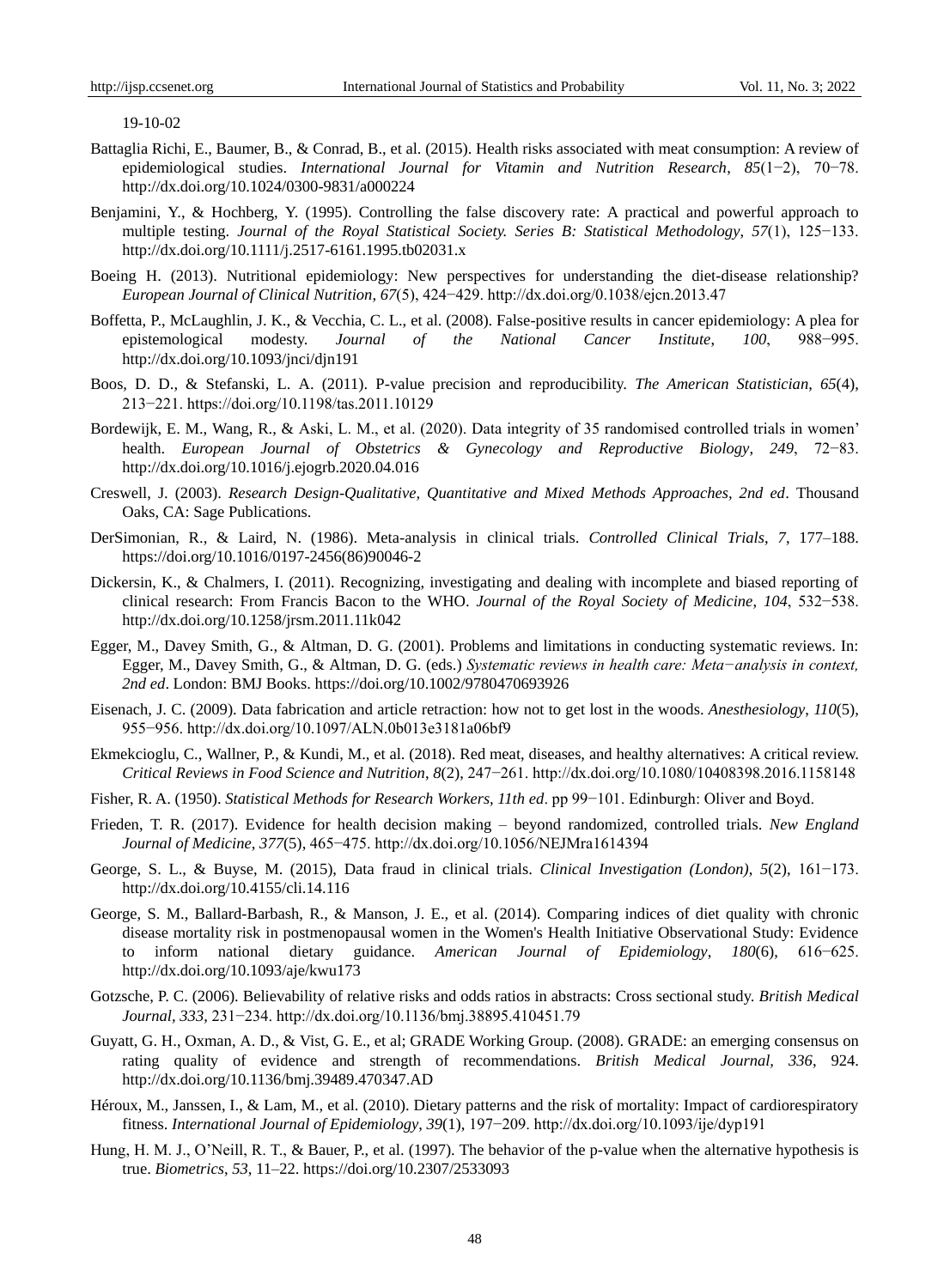19-10-02

Battaglia Richi, E., Baumer, B., & Conrad, B., et al. (2015). Health risks associated with meat consumption: A review of epidemiological studies. *International Journal for Vitamin and Nutrition Research*, *85*(1−2), 70−78. http://dx.doi.org/10.1024/0300-9831/a000224

Benjamini, Y., & Hochberg, Y. (1995). Controlling the false discovery rate: A practical and powerful approach to multiple testing. *Journal of the Royal Statistical Society. Series B: Statistical Methodology*, *57*(1), 125−133. http://dx.doi.org/10.1111/j.2517-6161.1995.tb02031.x

Boeing H. (2013). Nutritional epidemiology: New perspectives for understanding the diet-disease relationship? *European Journal of Clinical Nutrition*, *67*(5), 424−429. http://dx.doi.org/0.1038/ejcn.2013.47

Boffetta, P., McLaughlin, J. K., & Vecchia, C. L., et al. (2008). False-positive results in cancer epidemiology: A plea for epistemological modesty. *Journal of the National Cancer Institute*, *100*, 988−995. http://dx.doi.org/10.1093/jnci/djn191

Boos, D. D., & Stefanski, L. A. (2011). P-value precision and reproducibility. *The American Statistician*, *65*(4), 213−221. https://doi.org/10.1198/tas.2011.10129

Bordewijk, E. M., Wang, R., & Aski, L. M., et al. (2020). Data integrity of 35 randomised controlled trials in women' health. *European Journal of Obstetrics & Gynecology and Reproductive Biology*, *249*, 72−83. http://dx.doi.org/10.1016/j.ejogrb.2020.04.016

Creswell, J. (2003). *Research Design-Qualitative, Quantitative and Mixed Methods Approaches, 2nd ed*. Thousand Oaks, CA: Sage Publications.

DerSimonian, R., & Laird, N. (1986). Meta-analysis in clinical trials. *Controlled Clinical Trials*, *7*, 177–188. https://doi.org/10.1016/0197-2456(86)90046-2

Dickersin, K., & Chalmers, I. (2011). Recognizing, investigating and dealing with incomplete and biased reporting of clinical research: From Francis Bacon to the WHO. *Journal of the Royal Society of Medicine*, *104*, 532−538. http://dx.doi.org/10.1258/jrsm.2011.11k042

Egger, M., Davey Smith, G., & Altman, D. G. (2001). Problems and limitations in conducting systematic reviews. In: Egger, M., Davey Smith, G., & Altman, D. G. (eds.) *Systematic reviews in health care: Meta−analysis in context, 2nd ed*. London: BMJ Books. https://doi.org/10.1002/9780470693926

Eisenach, J. C. (2009). Data fabrication and article retraction: how not to get lost in the woods. *Anesthesiology*, *110*(5), 955−956. http://dx.doi.org/10.1097/ALN.0b013e3181a06bf9

Ekmekcioglu, C., Wallner, P., & Kundi, M., et al. (2018). Red meat, diseases, and healthy alternatives: A critical review. *Critical Reviews in Food Science and Nutrition*, *8*(2), 247−261. http://dx.doi.org/10.1080/10408398.2016.1158148

Fisher, R. A. (1950). *Statistical Methods for Research Workers, 11th ed*. pp 99−101. Edinburgh: Oliver and Boyd.

Frieden, T. R. (2017). Evidence for health decision making – beyond randomized, controlled trials. *New England Journal of Medicine*, *377*(5), 465−475. http://dx.doi.org/10.1056/NEJMra1614394

George, S. L., & Buyse, M. (2015), Data fraud in clinical trials. *Clinical Investigation (London)*, *5*(2), 161−173. http://dx.doi.org/10.4155/cli.14.116

George, S. M., Ballard-Barbash, R., & Manson, J. E., et al. (2014). Comparing indices of diet quality with chronic disease mortality risk in postmenopausal women in the Women's Health Initiative Observational Study: Evidence to inform national dietary guidance. *American Journal of Epidemiology*, *180*(6), 616−625. http://dx.doi.org/10.1093/aje/kwu173

Gotzsche, P. C. (2006). Believability of relative risks and odds ratios in abstracts: Cross sectional study. *British Medical Journal*, *333*, 231−234. http://dx.doi.org/10.1136/bmj.38895.410451.79

Guyatt, G. H., Oxman, A. D., & Vist, G. E., et al; GRADE Working Group. (2008). GRADE: an emerging consensus on rating quality of evidence and strength of recommendations. *British Medical Journal*, *336*, 924. http://dx.doi.org/10.1136/bmj.39489.470347.AD

Héroux, M., Janssen, I., & Lam, M., et al. (2010). Dietary patterns and the risk of mortality: Impact of cardiorespiratory fitness. *International Journal of Epidemiology*, *39*(1), 197−209. http://dx.doi.org/10.1093/ije/dyp191

Hung, H. M. J., O'Neill, R. T., & Bauer, P., et al. (1997). The behavior of the p-value when the alternative hypothesis is true. *Biometrics*, *53*, 11–22. https://doi.org/10.2307/2533093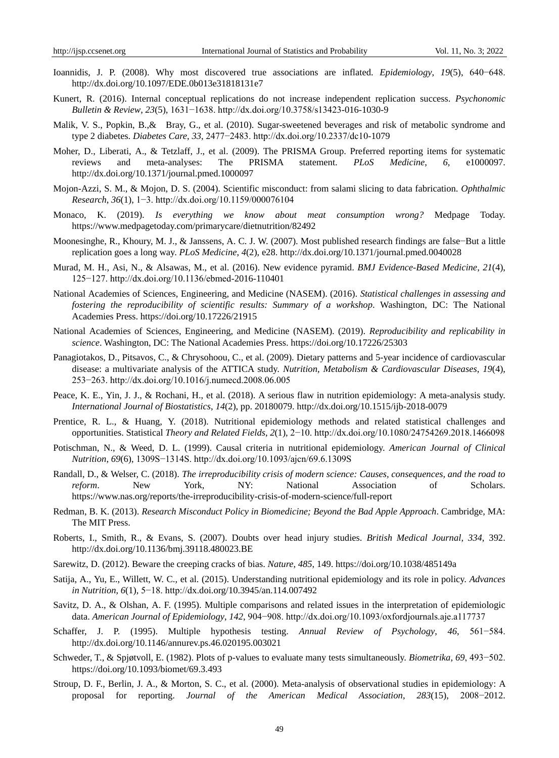Ioannidis, J. P. (2008). Why most discovered true associations are inflated. *Epidemiology*, *19*(5), 640−648. http://dx.doi.org/10.1097/EDE.0b013e31818131e7

Kunert, R. (2016). Internal conceptual replications do not increase independent replication success. *Psychonomic Bulletin & Review*, *23*(5), 1631−1638. http://dx.doi.org/10.3758/s13423-016-1030-9

Malik, V. S., Popkin, B.,& Bray, G., et al. (2010). Sugar-sweetened beverages and risk of metabolic syndrome and type 2 diabetes. *Diabetes Care*, *33*, 2477−2483. http://dx.doi.org/10.2337/dc10-1079

Moher, D., Liberati, A., & Tetzlaff, J., et al. (2009). The PRISMA Group. Preferred reporting items for systematic reviews and meta-analyses: The PRISMA statement. *PLoS Medicine*, *6*, e1000097. http://dx.doi.org/10.1371/journal.pmed.1000097

Mojon-Azzi, S. M., & Mojon, D. S. (2004). Scientific misconduct: from salami slicing to data fabrication. *Ophthalmic Research*, *36*(1), 1−3. http://dx.doi.org/10.1159/000076104

Monaco, K. (2019). *Is everything we know about meat consumption wrong?* Medpage Today. https://www.medpagetoday.com/primarycare/dietnutrition/82492

Moonesinghe, R., Khoury, M. J., & Janssens, A. C. J. W. (2007). Most published research findings are false−But a little replication goes a long way. *PLoS Medicine*, *4*(2), e28. http://dx.doi.org/10.1371/journal.pmed.0040028

Murad, M. H., Asi, N., & Alsawas, M., et al. (2016). New evidence pyramid. *BMJ Evidence-Based Medicine*, *21*(4), 125−127. http://dx.doi.org/10.1136/ebmed-2016-110401

National Academies of Sciences, Engineering, and Medicine (NASEM). (2016). *Statistical challenges in assessing and fostering the reproducibility of scientific results: Summary of a workshop*. Washington, DC: The National Academies Press. https://doi.org/10.17226/21915

National Academies of Sciences, Engineering, and Medicine (NASEM). (2019). *Reproducibility and replicability in science*. Washington, DC: The National Academies Press. https://doi.org/10.17226/25303

Panagiotakos, D., Pitsavos, C., & Chrysohoou, C., et al. (2009). Dietary patterns and 5-year incidence of cardiovascular disease: a multivariate analysis of the ATTICA study. *Nutrition, Metabolism & Cardiovascular Diseases*, *19*(4), 253−263. http://dx.doi.org/10.1016/j.numecd.2008.06.005

Peace, K. E., Yin, J. J., & Rochani, H., et al. (2018). A serious flaw in nutrition epidemiology: A meta-analysis study. *International Journal of Biostatistics*, *14*(2), pp. 20180079. http://dx.doi.org/10.1515/ijb-2018-0079

Prentice, R. L., & Huang, Y. (2018). Nutritional epidemiology methods and related statistical challenges and opportunities. Statistical *Theory and Related Fields*, *2*(1), 2−10. http://dx.doi.org/10.1080/24754269.2018.1466098

Potischman, N., & Weed, D. L. (1999). Causal criteria in nutritional epidemiology. *American Journal of Clinical Nutrition*, *69*(6), 1309S−1314S. http://dx.doi.org/10.1093/ajcn/69.6.1309S

Randall, D., & Welser, C. (2018). *The irreproducibility crisis of modern science: Causes, consequences, and the road to reform*. New York, NY: National Association of Scholars. https://www.nas.org/reports/the-irreproducibility-crisis-of-modern-science/full-report

Redman, B. K. (2013). *Research Misconduct Policy in Biomedicine; Beyond the Bad Apple Approach*. Cambridge, MA: The MIT Press.

Roberts, I., Smith, R., & Evans, S. (2007). Doubts over head injury studies. *British Medical Journal*, *334*, 392. http://dx.doi.org/10.1136/bmj.39118.480023.BE

Sarewitz, D. (2012). Beware the creeping cracks of bias. *Nature*, *485*, 149. https://doi.org/10.1038/485149a

Satija, A., Yu, E., Willett, W. C., et al. (2015). Understanding nutritional epidemiology and its role in policy. *Advances in Nutrition*, *6*(1), 5−18. http://dx.doi.org/10.3945/an.114.007492

Savitz, D. A., & Olshan, A. F. (1995). Multiple comparisons and related issues in the interpretation of epidemiologic data. *American Journal of Epidemiology*, *142*, 904−908. http://dx.doi.org/10.1093/oxfordjournals.aje.a117737

Schaffer, J. P. (1995). Multiple hypothesis testing. *Annual Review of Psychology*, *46*, 561−584. http://dx.doi.org/10.1146/annurev.ps.46.020195.003021

Schweder, T., & Spjøtvoll, E. (1982). Plots of p-values to evaluate many tests simultaneously. *Biometrika*, *69*, 493−502. https://doi.org/10.1093/biomet/69.3.493

Stroup, D. F., Berlin, J. A., & Morton, S. C., et al. (2000). Meta-analysis of observational studies in epidemiology: A proposal for reporting. *Journal of the American Medical Association*, *283*(15), 2008−2012.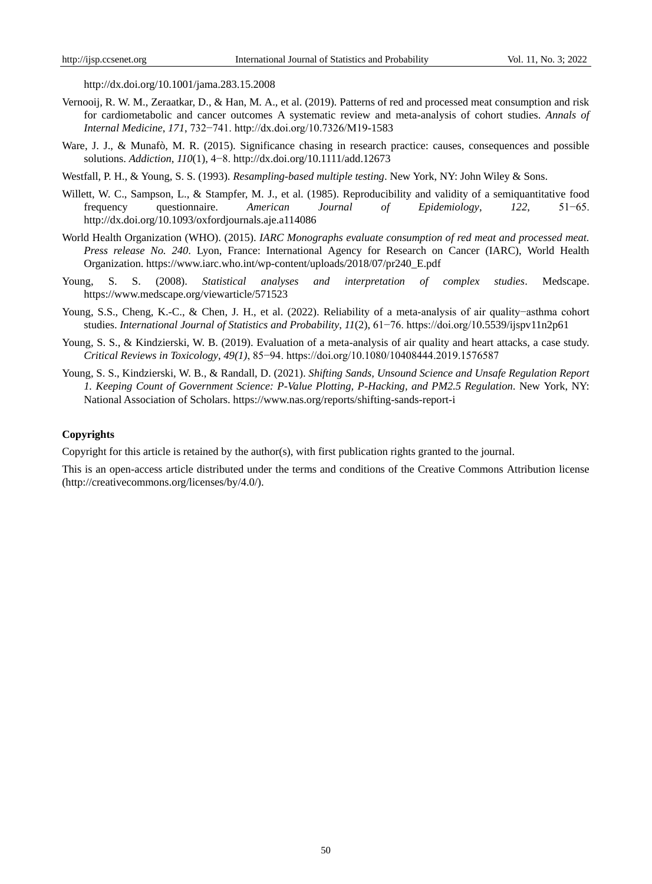http://dx.doi.org/10.1001/jama.283.15.2008

Vernooij, R. W. M., Zeraatkar, D., & Han, M. A., et al. (2019). Patterns of red and processed meat consumption and risk for cardiometabolic and cancer outcomes A systematic review and meta-analysis of cohort studies. *Annals of Internal Medicine*, *171*, 732−741. http://dx.doi.org/10.7326/M19-1583

Ware, J. J., & Munafò, M. R. (2015). Significance chasing in research practice: causes, consequences and possible solutions. *Addiction*, *110*(1), 4−8. http://dx.doi.org/10.1111/add.12673

Westfall, P. H., & Young, S. S. (1993). *Resampling-based multiple testing*. New York, NY: John Wiley & Sons.

Willett, W. C., Sampson, L., & Stampfer, M. J., et al. (1985). Reproducibility and validity of a semiquantitative food frequency questionnaire. *American Journal of Epidemiology*, *122*, 51−65. http://dx.doi.org/10.1093/oxfordjournals.aje.a114086

World Health Organization (WHO). (2015). *IARC Monographs evaluate consumption of red meat and processed meat. Press release No. 240*. Lyon, France: International Agency for Research on Cancer (IARC), World Health Organization. https://www.iarc.who.int/wp-content/uploads/2018/07/pr240_E.pdf

Young, S. S. (2008). *Statistical analyses and interpretation of complex studies*. Medscape. https://www.medscape.org/viewarticle/571523

Young, S.S., Cheng, K.-C., & Chen, J. H., et al. (2022). Reliability of a meta-analysis of air quality−asthma cohort studies. *International Journal of Statistics and Probability*, *11*(2), 61−76. https://doi.org/10.5539/ijspv11n2p61

Young, S. S., & Kindzierski, W. B. (2019). Evaluation of a meta-analysis of air quality and heart attacks, a case study. *Critical Reviews in Toxicology*, *49(1)*, 85−94. https://doi.org/10.1080/10408444.2019.1576587

Young, S. S., Kindzierski, W. B., & Randall, D. (2021). *Shifting Sands, Unsound Science and Unsafe Regulation Report 1. Keeping Count of Government Science: P-Value Plotting, P-Hacking, and PM2.5 Regulation*. New York, NY: National Association of Scholars. https://www.nas.org/reports/shifting-sands-report-i

**Copyrights**

Copyright for this article is retained by the author(s), with first publication rights granted to the journal.

This is an open-access article distributed under the terms and conditions of the Creative Commons Attribution license (http://creativecommons.org/licenses/by/4.0/).